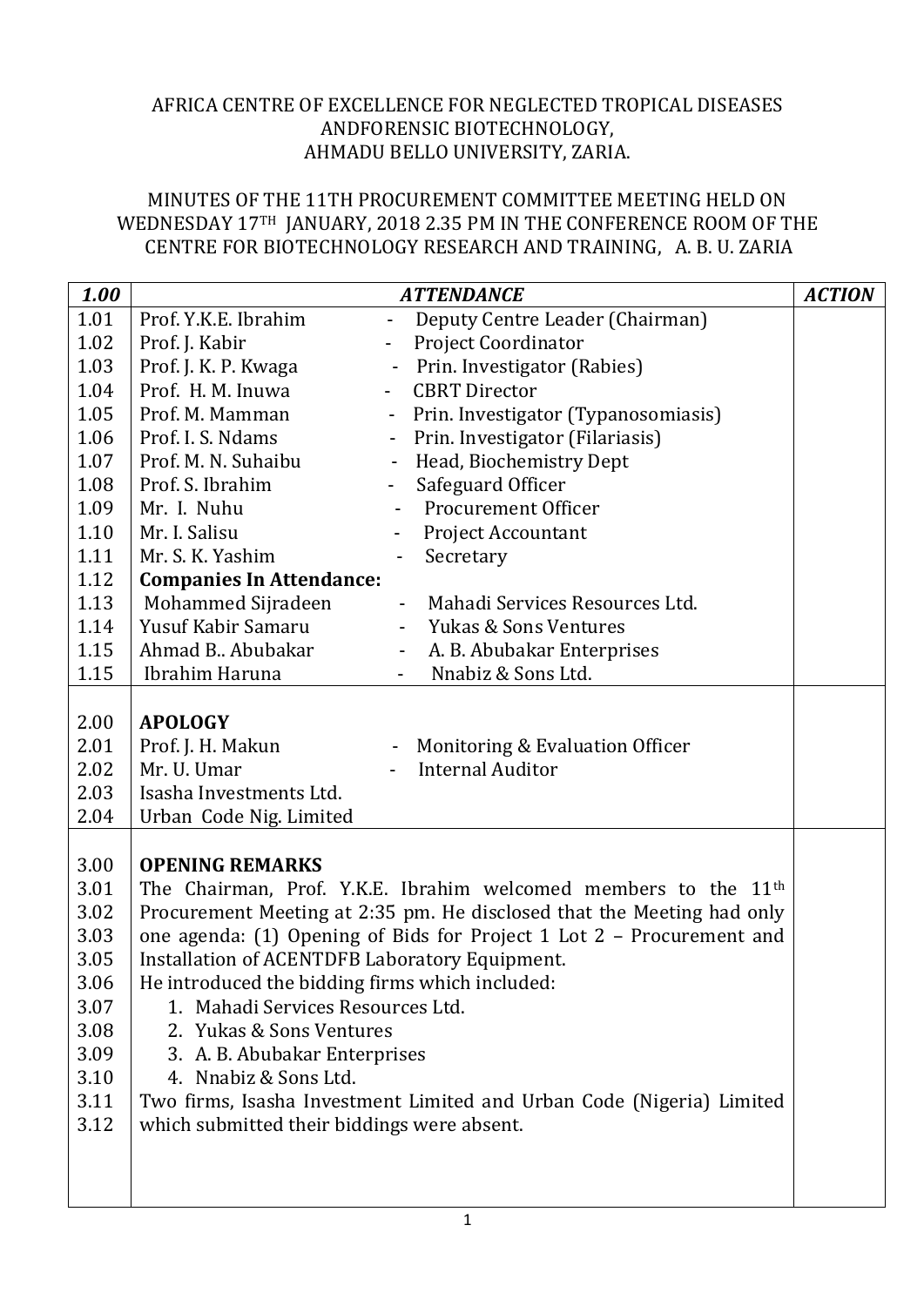AFRICA CENTRE OF EXCELLENCE FOR NEGLECTED TROPICAL DISEASES ANDFORENSIC BIOTECHNOLOGY,
AHMADU BELLO UNIVERSITY, ZARIA.

MINUTES OF THE 11TH PROCUREMENT COMMITTEE MEETING HELD ON WEDNESDAY 17TH JANUARY, 2018 2.35 PM IN THE CONFERENCE ROOM OF THE CENTRE FOR BIOTECHNOLOGY RESEARCH AND TRAINING, A. B. U. ZARIA

| *1.00* | ***ATTENDANCE*** | ***ACTION*** |
|---|---|---|
| 1.01 | Prof. Y.K.E. Ibrahim - Deputy Centre Leader (Chairman) | |
| 1.02 | Prof. J. Kabir - Project Coordinator | |
| 1.03 | Prof. J. K. P. Kwaga - Prin. Investigator (Rabies) | |
| 1.04 | Prof. H. M. Inuwa - CBRT Director | |
| 1.05 | Prof. M. Mamman - Prin. Investigator (Typanosomiasis) | |
| 1.06 | Prof. I. S. Ndams - Prin. Investigator (Filariasis) | |
| 1.07 | Prof. M. N. Suhaibu - Head, Biochemistry Dept | |
| 1.08 | Prof. S. Ibrahim - Safeguard Officer | |
| 1.09 | Mr. I. Nuhu - Procurement Officer | |
| 1.10 | Mr. I. Salisu - Project Accountant | |
| 1.11 | Mr. S. K. Yashim - Secretary | |
| 1.12 | **Companies In Attendance:** | |
| 1.13 | Mohammed Sijradeen - Mahadi Services Resources Ltd. | |
| 1.14 | Yusuf Kabir Samaru - Yukas & Sons Ventures | |
| 1.15 | Ahmad B.. Abubakar - A. B. Abubakar Enterprises | |
| 1.15 | Ibrahim Haruna - Nnabiz & Sons Ltd. | |
| 2.00 | **APOLOGY** | |
| 2.01 | Prof. J. H. Makun - Monitoring & Evaluation Officer | |
| 2.02 | Mr. U. Umar - Internal Auditor | |
| 2.03 | Isasha Investments Ltd. | |
| 2.04 | Urban Code Nig. Limited | |
| 3.00 | **OPENING REMARKS** | |
| 3.01–3.05 | The Chairman, Prof. Y.K.E. Ibrahim welcomed members to the 11th Procurement Meeting at 2:35 pm. He disclosed that the Meeting had only one agenda: (1) Opening of Bids for Project 1 Lot 2 – Procurement and Installation of ACENTDFB Laboratory Equipment. | |
| 3.06 | He introduced the bidding firms which included: | |
| 3.07 | 1. Mahadi Services Resources Ltd. | |
| 3.08 | 2. Yukas & Sons Ventures | |
| 3.09 | 3. A. B. Abubakar Enterprises | |
| 3.10 | 4. Nnabiz & Sons Ltd. | |
| 3.11–3.12 | Two firms, Isasha Investment Limited and Urban Code (Nigeria) Limited which submitted their biddings were absent. | |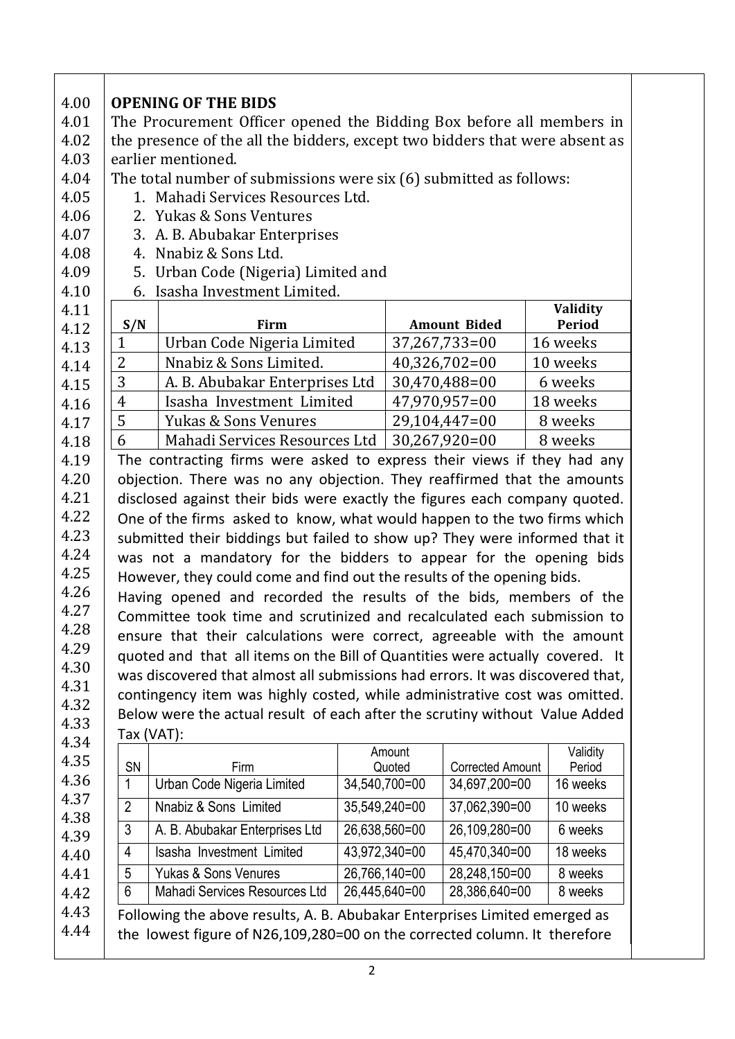## 4.00 OPENING OF THE BIDS

The Procurement Officer opened the Bidding Box before all members in the presence of the all the bidders, except two bidders that were absent as earlier mentioned.

The total number of submissions were six (6) submitted as follows:

1. Mahadi Services Resources Ltd.
2. Yukas & Sons Ventures
3. A. B. Abubakar Enterprises
4. Nnabiz & Sons Ltd.
5. Urban Code (Nigeria) Limited and
6. Isasha Investment Limited.

| S/N | Firm | Amount Bided | Validity Period |
|---|---|---|---|
| 1 | Urban Code Nigeria Limited | 37,267,733=00 | 16 weeks |
| 2 | Nnabiz & Sons Limited. | 40,326,702=00 | 10 weeks |
| 3 | A. B. Abubakar Enterprises Ltd | 30,470,488=00 | 6 weeks |
| 4 | Isasha Investment Limited | 47,970,957=00 | 18 weeks |
| 5 | Yukas & Sons Venures | 29,104,447=00 | 8 weeks |
| 6 | Mahadi Services Resources Ltd | 30,267,920=00 | 8 weeks |

The contracting firms were asked to express their views if they had any objection. There was no any objection. They reaffirmed that the amounts disclosed against their bids were exactly the figures each company quoted. One of the firms asked to know, what would happen to the two firms which submitted their biddings but failed to show up? They were informed that it was not a mandatory for the bidders to appear for the opening bids However, they could come and find out the results of the opening bids.

Having opened and recorded the results of the bids, members of the Committee took time and scrutinized and recalculated each submission to ensure that their calculations were correct, agreeable with the amount quoted and that all items on the Bill of Quantities were actually covered. It was discovered that almost all submissions had errors. It was discovered that, contingency item was highly costed, while administrative cost was omitted. Below were the actual result of each after the scrutiny without Value Added Tax (VAT):

| SN | Firm | Amount Quoted | Corrected Amount | Validity Period |
|---|---|---|---|---|
| 1 | Urban Code Nigeria Limited | 34,540,700=00 | 34,697,200=00 | 16 weeks |
| 2 | Nnabiz & Sons Limited | 35,549,240=00 | 37,062,390=00 | 10 weeks |
| 3 | A. B. Abubakar Enterprises Ltd | 26,638,560=00 | 26,109,280=00 | 6 weeks |
| 4 | Isasha Investment Limited | 43,972,340=00 | 45,470,340=00 | 18 weeks |
| 5 | Yukas & Sons Venures | 26,766,140=00 | 28,248,150=00 | 8 weeks |
| 6 | Mahadi Services Resources Ltd | 26,445,640=00 | 28,386,640=00 | 8 weeks |

Following the above results, A. B. Abubakar Enterprises Limited emerged as the lowest figure of N26,109,280=00 on the corrected column. It therefore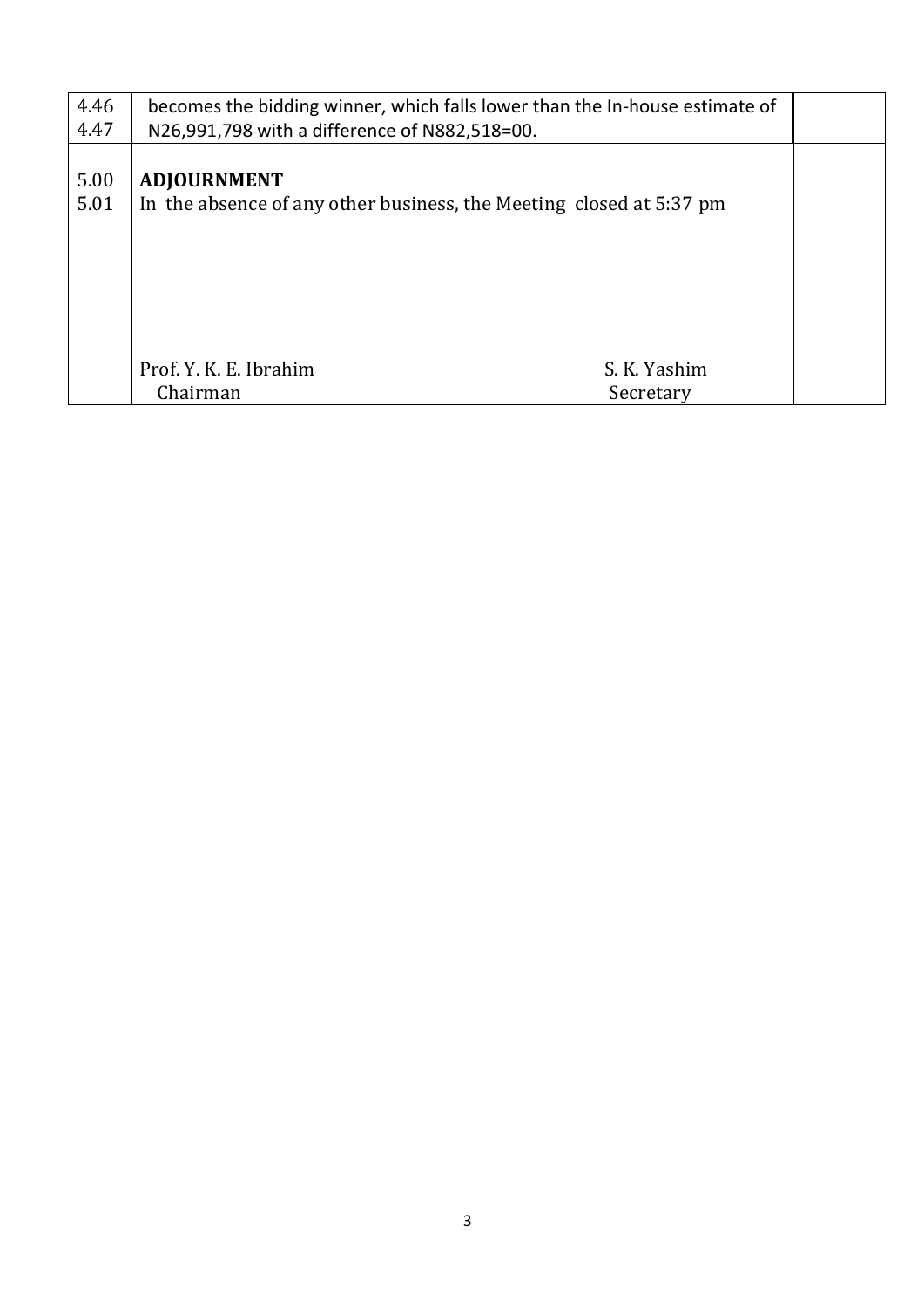| | | |
|---|---|---|
| 4.46<br>4.47 | becomes the bidding winner, which falls lower than the In-house estimate of N26,991,798 with a difference of N882,518=00. | |
| 5.00<br>5.01 | **ADJOURNMENT**<br>In the absence of any other business, the Meeting closed at 5:37 pm<br><br><br><br>Prof. Y. K. E. Ibrahim — Chairman<br>S. K. Yashim — Secretary | |